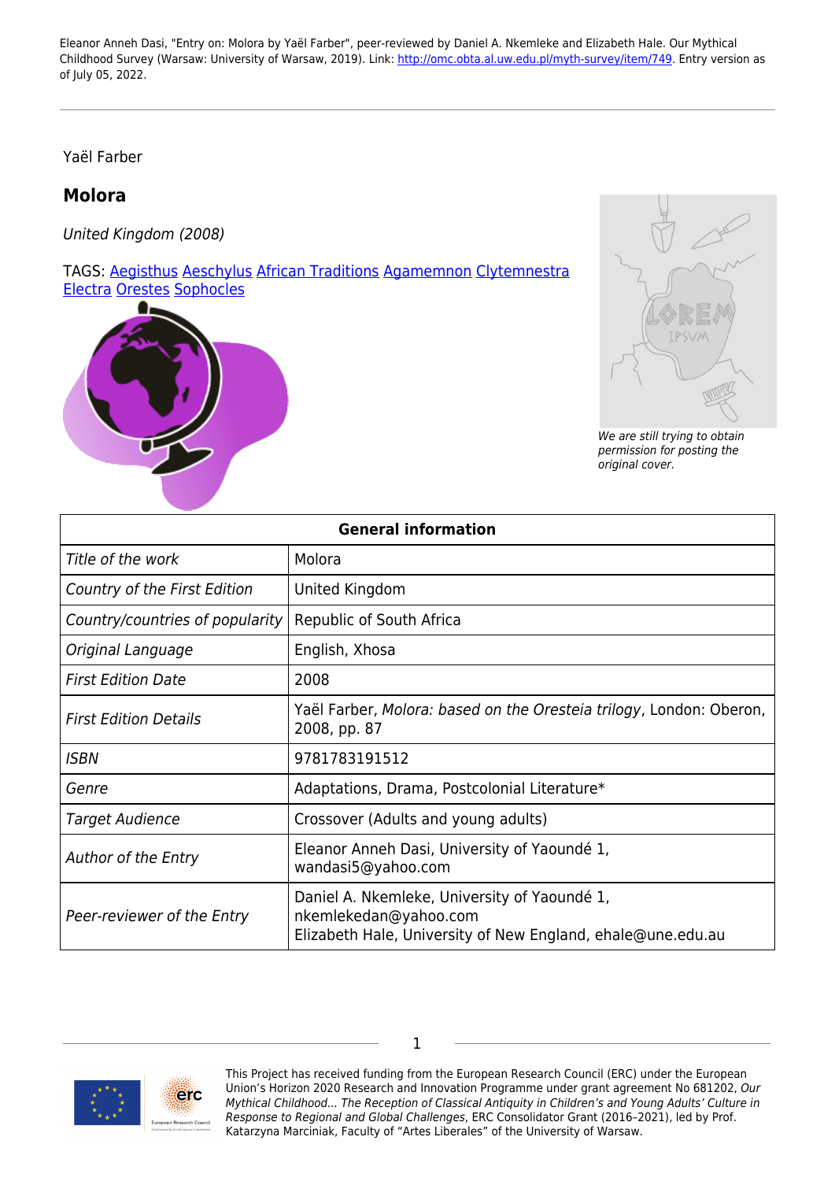Eleanor Anneh Dasi, "Entry on: Molora by Yaël Farber", peer-reviewed by Daniel A. Nkemleke and Elizabeth Hale. Our Mythical Childhood Survey (Warsaw: University of Warsaw, 2019). Link: http://omc.obta.al.uw.edu.pl/myth-survey/item/749. Entry version as of July 05, 2022.

Yaël Farber

# Molora

*United Kingdom (2008)*

TAGS: Aegisthus Aeschylus African Traditions Agamemnon Clytemnestra Electra Orestes Sophocles

*We are still trying to obtain permission for posting the original cover.*

| General information | |
|---|---|
| *Title of the work* | Molora |
| *Country of the First Edition* | United Kingdom |
| *Country/countries of popularity* | Republic of South Africa |
| *Original Language* | English, Xhosa |
| *First Edition Date* | 2008 |
| *First Edition Details* | Yaël Farber, *Molora: based on the Oresteia trilogy*, London: Oberon, 2008, pp. 87 |
| *ISBN* | 9781783191512 |
| *Genre* | Adaptations, Drama, Postcolonial Literature* |
| *Target Audience* | Crossover (Adults and young adults) |
| *Author of the Entry* | Eleanor Anneh Dasi, University of Yaoundé 1, wandasi5@yahoo.com |
| *Peer-reviewer of the Entry* | Daniel A. Nkemleke, University of Yaoundé 1, nkemlekedan@yahoo.com<br>Elizabeth Hale, University of New England, ehale@une.edu.au |

This Project has received funding from the European Research Council (ERC) under the European Union's Horizon 2020 Research and Innovation Programme under grant agreement No 681202, *Our Mythical Childhood... The Reception of Classical Antiquity in Children's and Young Adults' Culture in Response to Regional and Global Challenges*, ERC Consolidator Grant (2016–2021), led by Prof. Katarzyna Marciniak, Faculty of "Artes Liberales" of the University of Warsaw.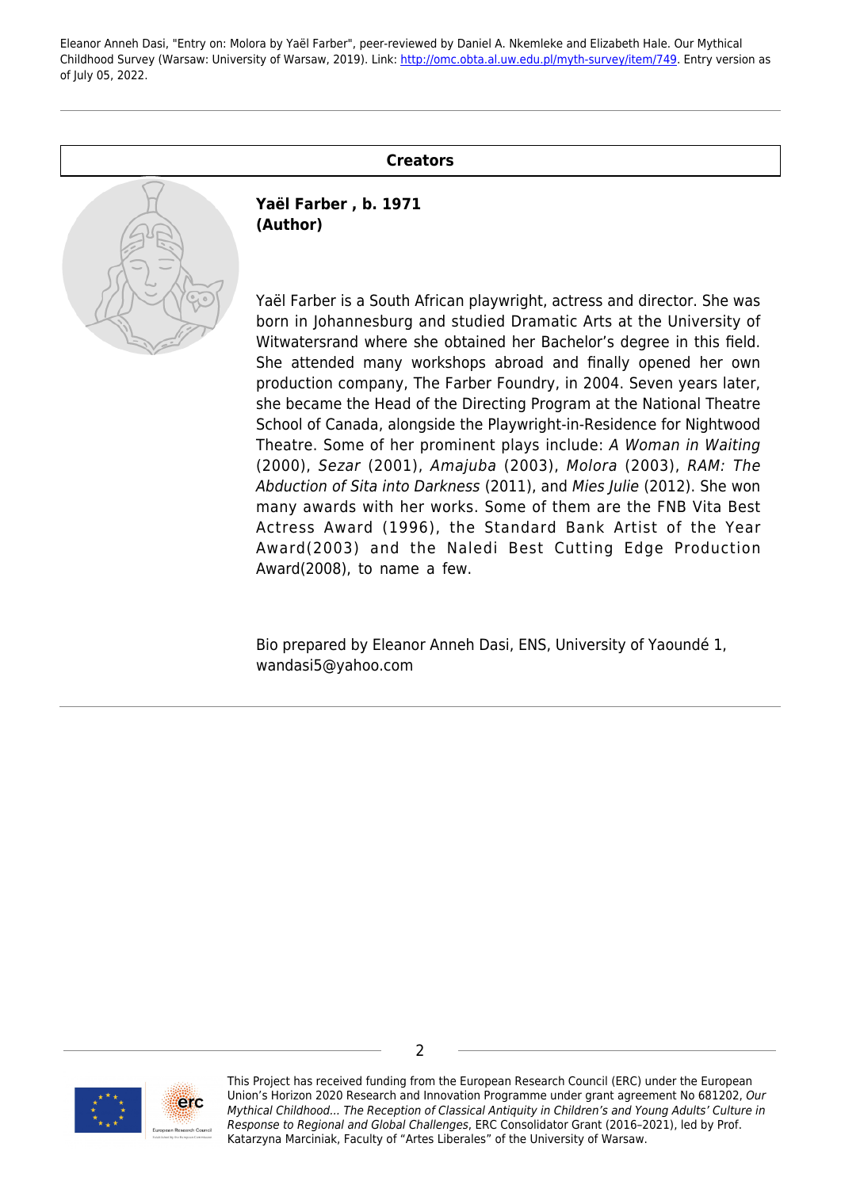## Creators

**Yaël Farber , b. 1971**
**(Author)**

Yaël Farber is a South African playwright, actress and director. She was born in Johannesburg and studied Dramatic Arts at the University of Witwatersrand where she obtained her Bachelor's degree in this field. She attended many workshops abroad and finally opened her own production company, The Farber Foundry, in 2004. Seven years later, she became the Head of the Directing Program at the National Theatre School of Canada, alongside the Playwright-in-Residence for Nightwood Theatre. Some of her prominent plays include: *A Woman in Waiting* (2000), *Sezar* (2001), *Amajuba* (2003), *Molora* (2003), *RAM: The Abduction of Sita into Darkness* (2011), and *Mies Julie* (2012). She won many awards with her works. Some of them are the FNB Vita Best Actress Award (1996), the Standard Bank Artist of the Year Award(2003) and the Naledi Best Cutting Edge Production Award(2008), to name a few.

Bio prepared by Eleanor Anneh Dasi, ENS, University of Yaoundé 1, wandasi5@yahoo.com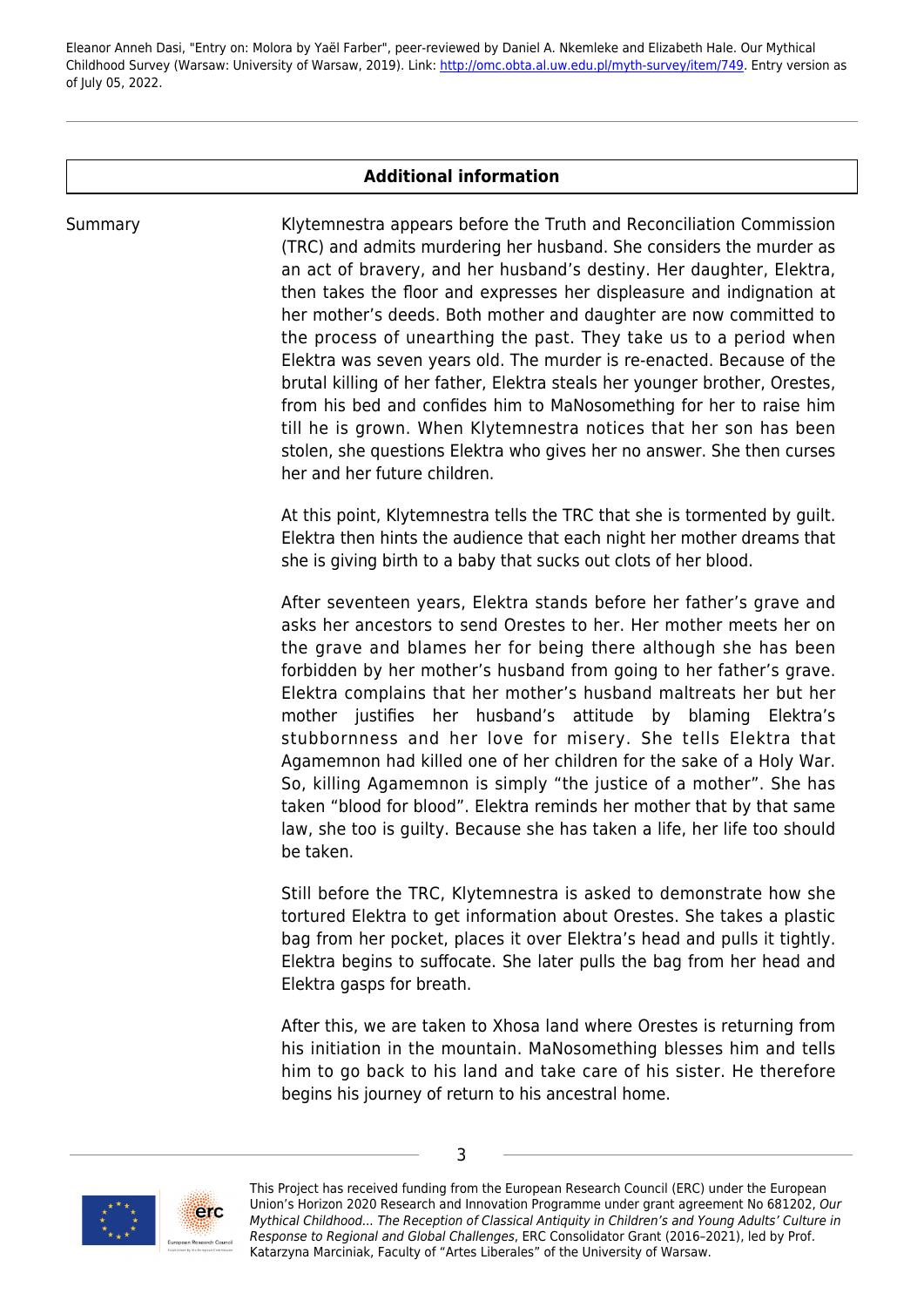| Additional information | |
|---|---|
| Summary | Klytemnestra appears before the Truth and Reconciliation Commission (TRC) and admits murdering her husband. She considers the murder as an act of bravery, and her husband's destiny. Her daughter, Elektra, then takes the floor and expresses her displeasure and indignation at her mother's deeds. Both mother and daughter are now committed to the process of unearthing the past. They take us to a period when Elektra was seven years old. The murder is re-enacted. Because of the brutal killing of her father, Elektra steals her younger brother, Orestes, from his bed and confides him to MaNosomething for her to raise him till he is grown. When Klytemnestra notices that her son has been stolen, she questions Elektra who gives her no answer. She then curses her and her future children.<br><br>At this point, Klytemnestra tells the TRC that she is tormented by guilt. Elektra then hints the audience that each night her mother dreams that she is giving birth to a baby that sucks out clots of her blood.<br><br>After seventeen years, Elektra stands before her father's grave and asks her ancestors to send Orestes to her. Her mother meets her on the grave and blames her for being there although she has been forbidden by her mother's husband from going to her father's grave. Elektra complains that her mother's husband maltreats her but her mother justifies her husband's attitude by blaming Elektra's stubbornness and her love for misery. She tells Elektra that Agamemnon had killed one of her children for the sake of a Holy War. So, killing Agamemnon is simply "the justice of a mother". She has taken "blood for blood". Elektra reminds her mother that by that same law, she too is guilty. Because she has taken a life, her life too should be taken.<br><br>Still before the TRC, Klytemnestra is asked to demonstrate how she tortured Elektra to get information about Orestes. She takes a plastic bag from her pocket, places it over Elektra's head and pulls it tightly. Elektra begins to suffocate. She later pulls the bag from her head and Elektra gasps for breath.<br><br>After this, we are taken to Xhosa land where Orestes is returning from his initiation in the mountain. MaNosomething blesses him and tells him to go back to his land and take care of his sister. He therefore begins his journey of return to his ancestral home. |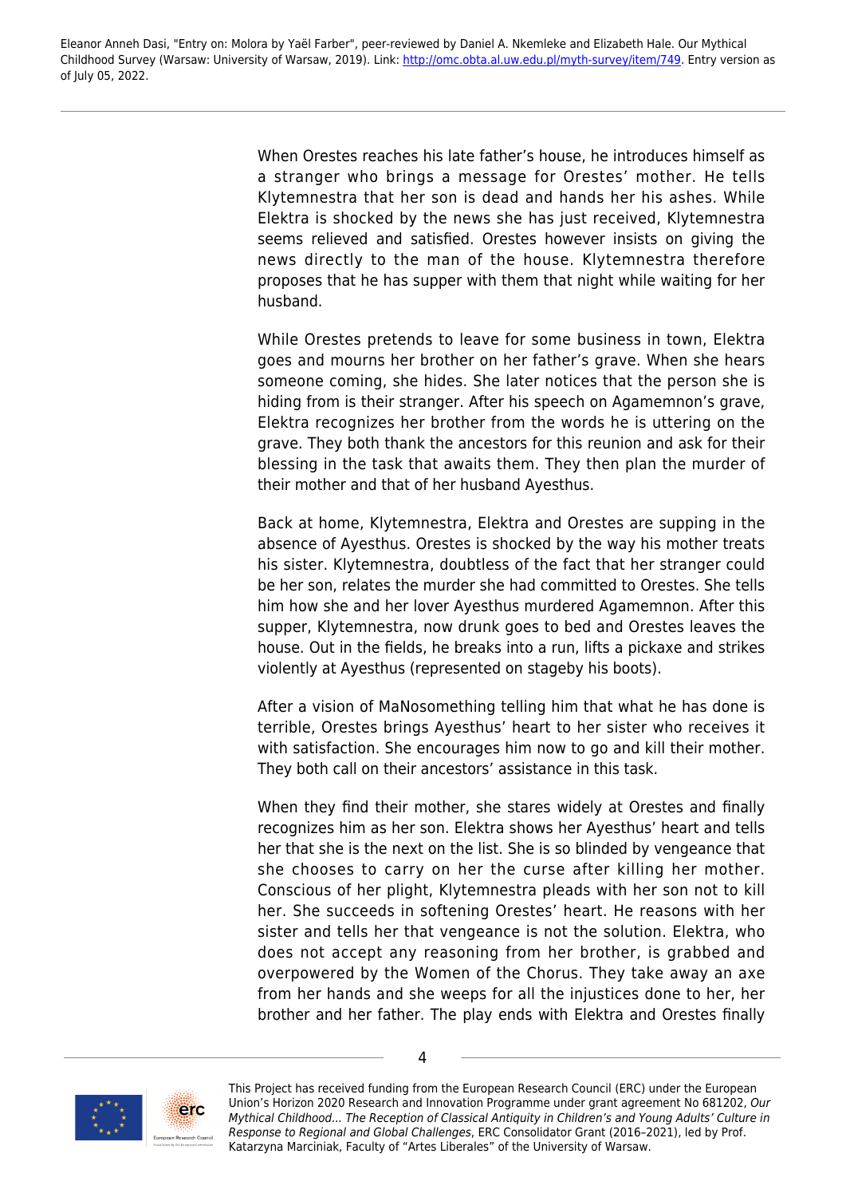When Orestes reaches his late father's house, he introduces himself as a stranger who brings a message for Orestes' mother. He tells Klytemnestra that her son is dead and hands her his ashes. While Elektra is shocked by the news she has just received, Klytemnestra seems relieved and satisfied. Orestes however insists on giving the news directly to the man of the house. Klytemnestra therefore proposes that he has supper with them that night while waiting for her husband.

While Orestes pretends to leave for some business in town, Elektra goes and mourns her brother on her father's grave. When she hears someone coming, she hides. She later notices that the person she is hiding from is their stranger. After his speech on Agamemnon's grave, Elektra recognizes her brother from the words he is uttering on the grave. They both thank the ancestors for this reunion and ask for their blessing in the task that awaits them. They then plan the murder of their mother and that of her husband Ayesthus.

Back at home, Klytemnestra, Elektra and Orestes are supping in the absence of Ayesthus. Orestes is shocked by the way his mother treats his sister. Klytemnestra, doubtless of the fact that her stranger could be her son, relates the murder she had committed to Orestes. She tells him how she and her lover Ayesthus murdered Agamemnon. After this supper, Klytemnestra, now drunk goes to bed and Orestes leaves the house. Out in the fields, he breaks into a run, lifts a pickaxe and strikes violently at Ayesthus (represented on stageby his boots).

After a vision of MaNosomething telling him that what he has done is terrible, Orestes brings Ayesthus' heart to her sister who receives it with satisfaction. She encourages him now to go and kill their mother. They both call on their ancestors' assistance in this task.

When they find their mother, she stares widely at Orestes and finally recognizes him as her son. Elektra shows her Ayesthus' heart and tells her that she is the next on the list. She is so blinded by vengeance that she chooses to carry on her the curse after killing her mother. Conscious of her plight, Klytemnestra pleads with her son not to kill her. She succeeds in softening Orestes' heart. He reasons with her sister and tells her that vengeance is not the solution. Elektra, who does not accept any reasoning from her brother, is grabbed and overpowered by the Women of the Chorus. They take away an axe from her hands and she weeps for all the injustices done to her, her brother and her father. The play ends with Elektra and Orestes finally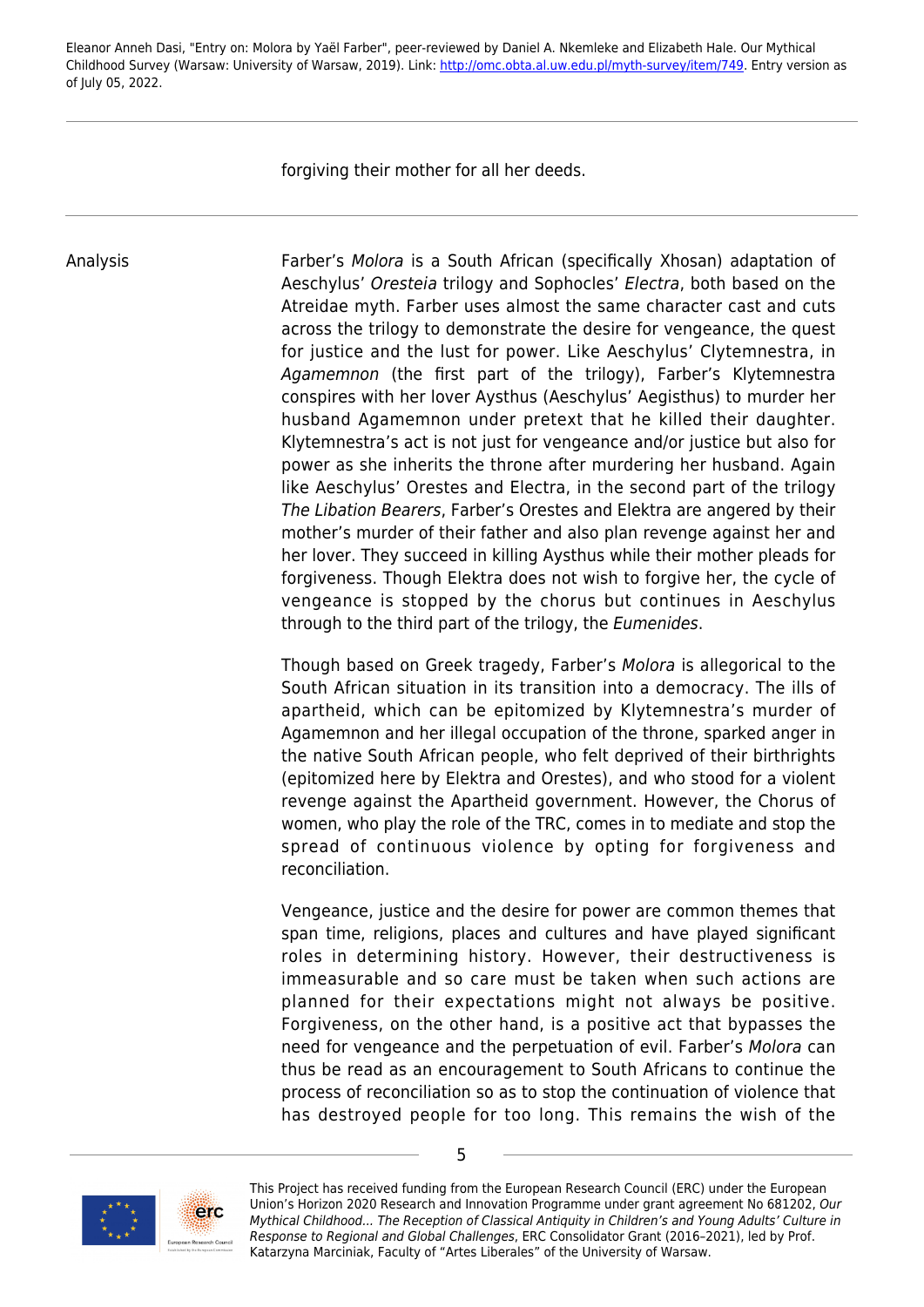forgiving their mother for all her deeds.

---

Analysis

Farber's *Molora* is a South African (specifically Xhosan) adaptation of Aeschylus' *Oresteia* trilogy and Sophocles' *Electra*, both based on the Atreidae myth. Farber uses almost the same character cast and cuts across the trilogy to demonstrate the desire for vengeance, the quest for justice and the lust for power. Like Aeschylus' Clytemnestra, in *Agamemnon* (the first part of the trilogy), Farber's Klytemnestra conspires with her lover Aysthus (Aeschylus' Aegisthus) to murder her husband Agamemnon under pretext that he killed their daughter. Klytemnestra's act is not just for vengeance and/or justice but also for power as she inherits the throne after murdering her husband. Again like Aeschylus' Orestes and Electra, in the second part of the trilogy *The Libation Bearers*, Farber's Orestes and Elektra are angered by their mother's murder of their father and also plan revenge against her and her lover. They succeed in killing Aysthus while their mother pleads for forgiveness. Though Elektra does not wish to forgive her, the cycle of vengeance is stopped by the chorus but continues in Aeschylus through to the third part of the trilogy, the *Eumenides*.

Though based on Greek tragedy, Farber's *Molora* is allegorical to the South African situation in its transition into a democracy. The ills of apartheid, which can be epitomized by Klytemnestra's murder of Agamemnon and her illegal occupation of the throne, sparked anger in the native South African people, who felt deprived of their birthrights (epitomized here by Elektra and Orestes), and who stood for a violent revenge against the Apartheid government. However, the Chorus of women, who play the role of the TRC, comes in to mediate and stop the spread of continuous violence by opting for forgiveness and reconciliation.

Vengeance, justice and the desire for power are common themes that span time, religions, places and cultures and have played significant roles in determining history. However, their destructiveness is immeasurable and so care must be taken when such actions are planned for their expectations might not always be positive. Forgiveness, on the other hand, is a positive act that bypasses the need for vengeance and the perpetuation of evil. Farber's *Molora* can thus be read as an encouragement to South Africans to continue the process of reconciliation so as to stop the continuation of violence that has destroyed people for too long. This remains the wish of the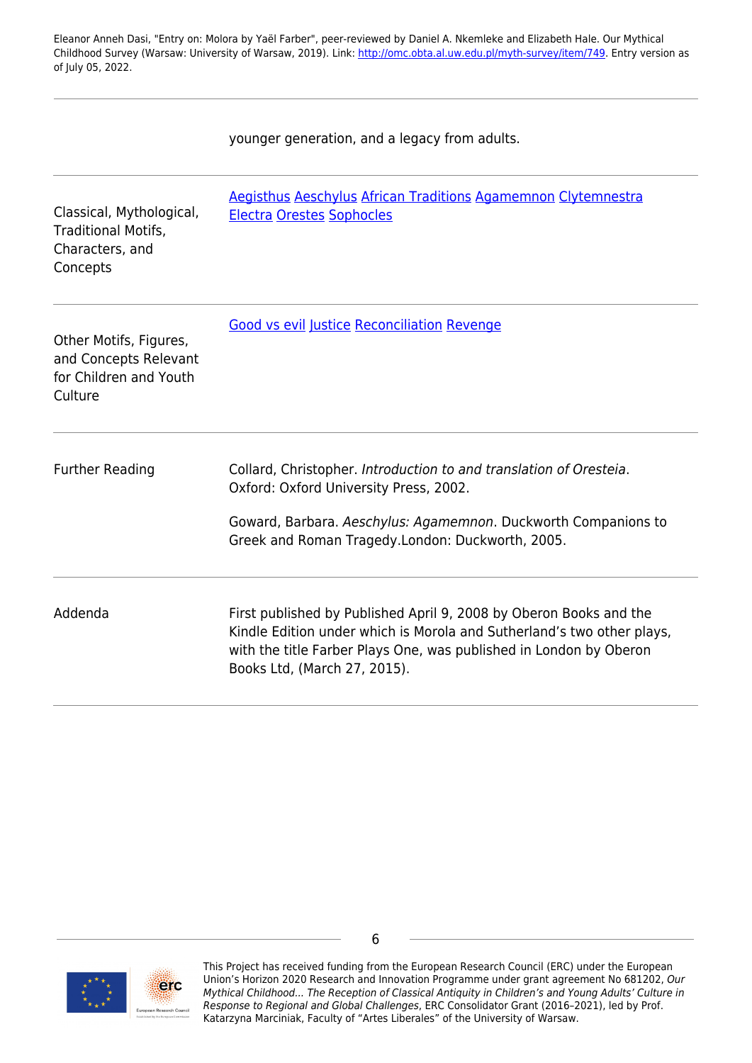younger generation, and a legacy from adults.

| | |
|---|---|
| Classical, Mythological, Traditional Motifs, Characters, and Concepts | Aegisthus Aeschylus African Traditions Agamemnon Clytemnestra Electra Orestes Sophocles |
| Other Motifs, Figures, and Concepts Relevant for Children and Youth Culture | Good vs evil Justice Reconciliation Revenge |
| Further Reading | Collard, Christopher. *Introduction to and translation of Oresteia*. Oxford: Oxford University Press, 2002.<br><br>Goward, Barbara. *Aeschylus: Agamemnon*. Duckworth Companions to Greek and Roman Tragedy.London: Duckworth, 2005. |
| Addenda | First published by Published April 9, 2008 by Oberon Books and the Kindle Edition under which is Morola and Sutherland's two other plays, with the title Farber Plays One, was published in London by Oberon Books Ltd, (March 27, 2015). |